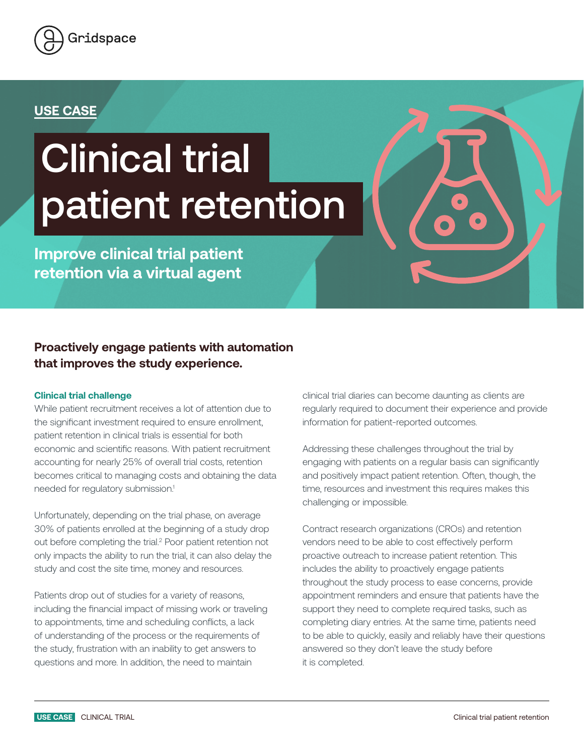Gridspace

USE CASE

# Clinical trial patient retention

**Improve clinical trial patient retention via a virtual agent**

## Proactively engage patients with automation that improves the study experience.

### Clinical trial challenge

While patient recruitment receives a lot of attention due to the significant investment required to ensure enrollment, patient retention in clinical trials is essential for both economic and scientific reasons. With patient recruitment accounting for nearly 25% of overall trial costs, retention becomes critical to managing costs and obtaining the data needed for regulatory submission.[1]

Unfortunately, depending on the trial phase, on average 30% of patients enrolled at the beginning of a study drop out before completing the trial.[2] Poor patient retention not only impacts the ability to run the trial, it can also delay the study and cost the site time, money and resources.

Patients drop out of studies for a variety of reasons, including the financial impact of missing work or traveling to appointments, time and scheduling conflicts, a lack of understanding of the process or the requirements of the study, frustration with an inability to get answers to questions and more. In addition, the need to maintain clinical trial diaries can become daunting as clients are regularly required to document their experience and provide information for patient-reported outcomes.

Addressing these challenges throughout the trial by engaging with patients on a regular basis can significantly and positively impact patient retention. Often, though, the time, resources and investment this requires makes this challenging or impossible.

Contract research organizations (CROs) and retention vendors need to be able to cost effectively perform proactive outreach to increase patient retention. This includes the ability to proactively engage patients throughout the study process to ease concerns, provide appointment reminders and ensure that patients have the support they need to complete required tasks, such as completing diary entries. At the same time, patients need to be able to quickly, easily and reliably have their questions answered so they don't leave the study before it is completed.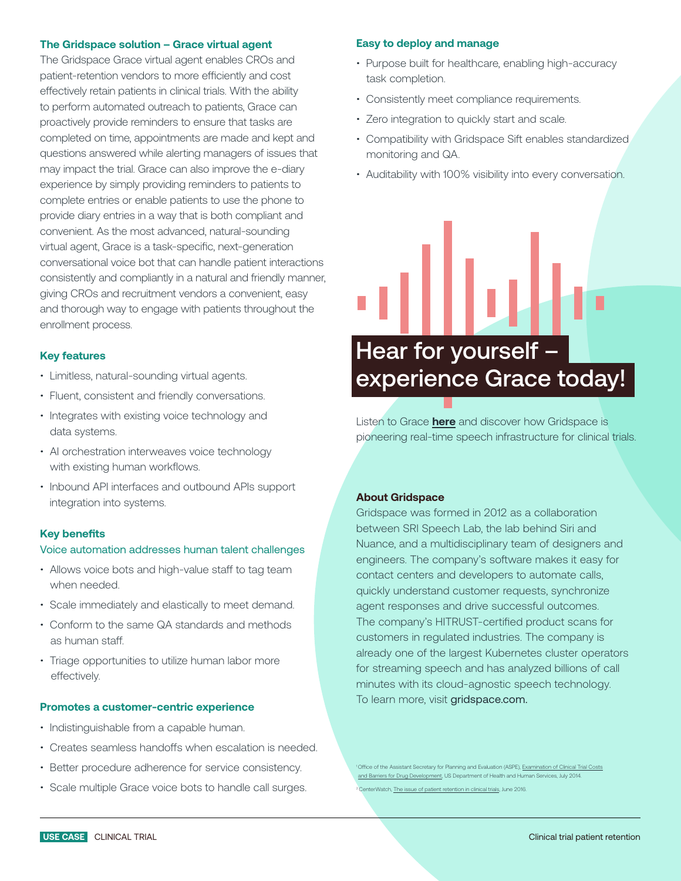### The Gridspace solution – Grace virtual agent

The Gridspace Grace virtual agent enables CROs and patient-retention vendors to more efficiently and cost effectively retain patients in clinical trials. With the ability to perform automated outreach to patients, Grace can proactively provide reminders to ensure that tasks are completed on time, appointments are made and kept and questions answered while alerting managers of issues that may impact the trial. Grace can also improve the e-diary experience by simply providing reminders to patients to complete entries or enable patients to use the phone to provide diary entries in a way that is both compliant and convenient. As the most advanced, natural-sounding virtual agent, Grace is a task-specific, next-generation conversational voice bot that can handle patient interactions consistently and compliantly in a natural and friendly manner, giving CROs and recruitment vendors a convenient, easy and thorough way to engage with patients throughout the enrollment process.

### Key features

- Limitless, natural-sounding virtual agents.
- Fluent, consistent and friendly conversations.
- Integrates with existing voice technology and data systems.
- AI orchestration interweaves voice technology with existing human workflows.
- Inbound API interfaces and outbound APIs support integration into systems.

### Key benefits

#### Voice automation addresses human talent challenges

- Allows voice bots and high-value staff to tag team when needed.
- Scale immediately and elastically to meet demand.
- Conform to the same QA standards and methods as human staff.
- Triage opportunities to utilize human labor more effectively.

#### Promotes a customer-centric experience

- Indistinguishable from a capable human.
- Creates seamless handoffs when escalation is needed.
- Better procedure adherence for service consistency.
- Scale multiple Grace voice bots to handle call surges.

#### Easy to deploy and manage

- Purpose built for healthcare, enabling high-accuracy task completion.
- Consistently meet compliance requirements.
- Zero integration to quickly start and scale.
- Compatibility with Gridspace Sift enables standardized monitoring and QA.
- Auditability with 100% visibility into every conversation.

## Hear for yourself – experience Grace today!

Listen to Grace **here** and discover how Gridspace is pioneering real-time speech infrastructure for clinical trials.

### About Gridspace

Gridspace was formed in 2012 as a collaboration between SRI Speech Lab, the lab behind Siri and Nuance, and a multidisciplinary team of designers and engineers. The company's software makes it easy for contact centers and developers to automate calls, quickly understand customer requests, synchronize agent responses and drive successful outcomes. The company's HITRUST-certified product scans for customers in regulated industries. The company is already one of the largest Kubernetes cluster operators for streaming speech and has analyzed billions of call minutes with its cloud-agnostic speech technology. To learn more, visit gridspace.com.

[1] Office of the Assistant Secretary for Planning and Evaluation (ASPE), Examination of Clinical Trial Costs and Barriers for Drug Development, US Department of Health and Human Services, July 2014.

[2] CenterWatch, The issue of patient retention in clinical trials, June 2016.